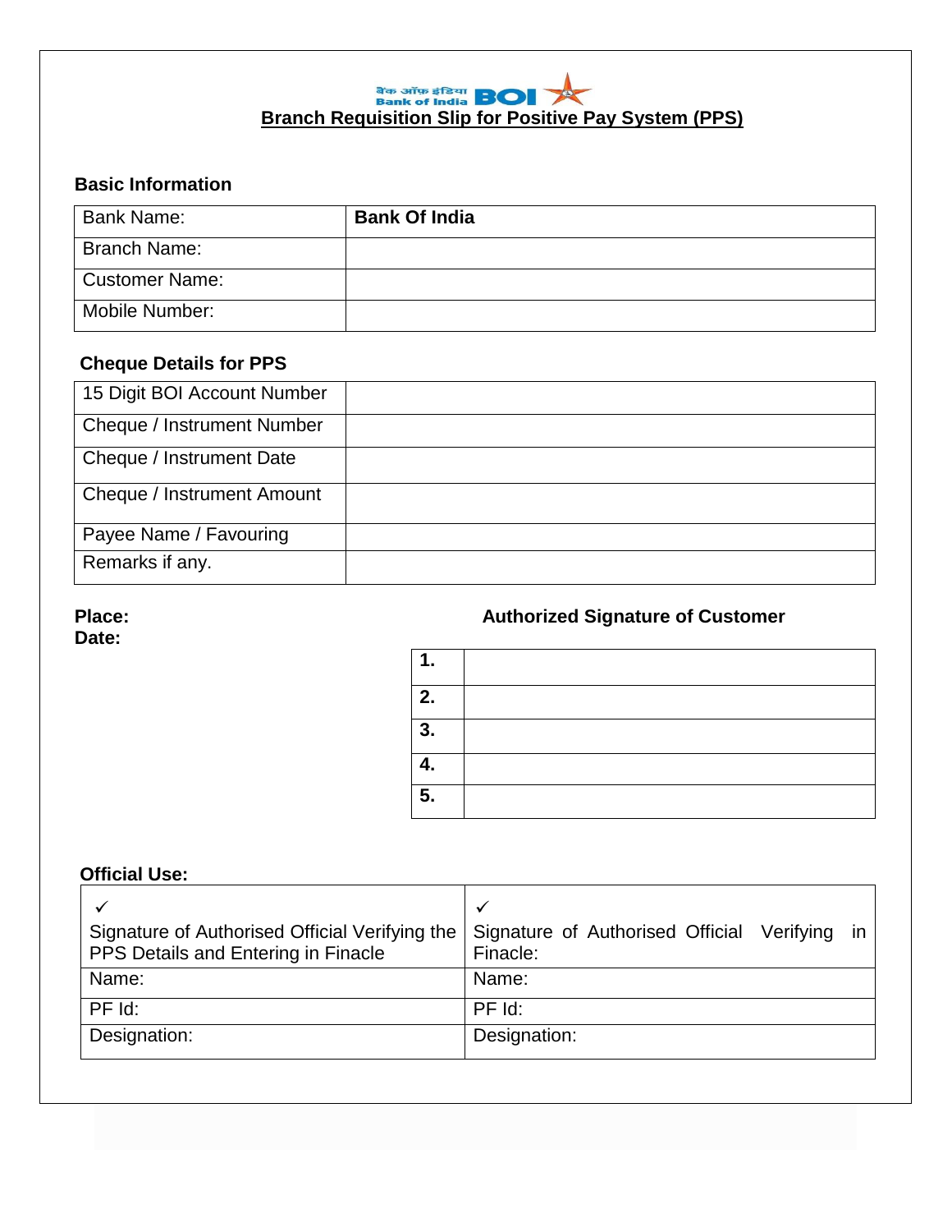बैंक ऑफ इंडिया Bank of India BOI

# Branch Requisition Slip for Positive Pay System (PPS)

**Basic Information**

| Bank Name: | **Bank Of India** |
|---|---|
| Branch Name: | |
| Customer Name: | |
| Mobile Number: | |

**Cheque Details for PPS**

| 15 Digit BOI Account Number | |
|---|---|
| Cheque / Instrument Number | |
| Cheque / Instrument Date | |
| Cheque / Instrument Amount | |
| Payee Name / Favouring | |
| Remarks if any. | |

**Place:**
**Date:**

**Authorized Signature of Customer**

| **1.** | |
|---|---|
| **2.** | |
| **3.** | |
| **4.** | |
| **5.** | |

**Official Use:**

| ✓ Signature of Authorised Official Verifying the PPS Details and Entering in Finacle | ✓ Signature of Authorised Official Verifying in Finacle: |
|---|---|
| Name: | Name: |
| PF Id: | PF Id: |
| Designation: | Designation: |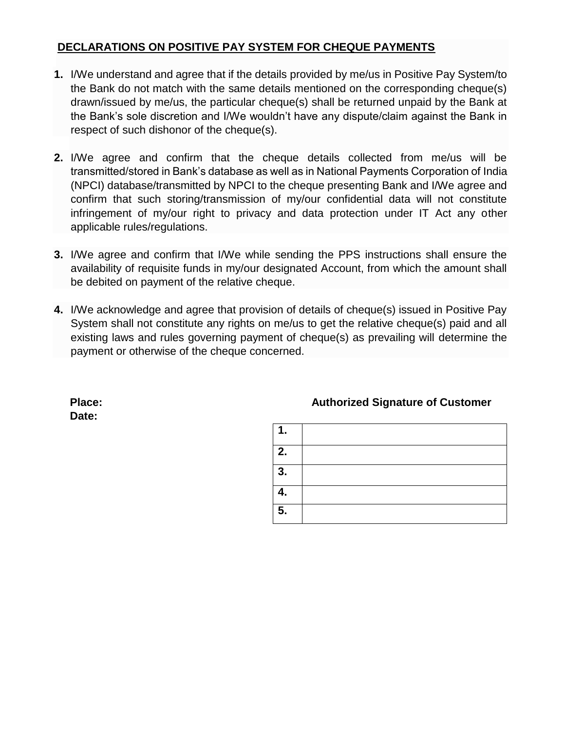## DECLARATIONS ON POSITIVE PAY SYSTEM FOR CHEQUE PAYMENTS

1. I/We understand and agree that if the details provided by me/us in Positive Pay System/to the Bank do not match with the same details mentioned on the corresponding cheque(s) drawn/issued by me/us, the particular cheque(s) shall be returned unpaid by the Bank at the Bank's sole discretion and I/We wouldn't have any dispute/claim against the Bank in respect of such dishonor of the cheque(s).

2. I/We agree and confirm that the cheque details collected from me/us will be transmitted/stored in Bank's database as well as in National Payments Corporation of India (NPCI) database/transmitted by NPCI to the cheque presenting Bank and I/We agree and confirm that such storing/transmission of my/our confidential data will not constitute infringement of my/our right to privacy and data protection under IT Act any other applicable rules/regulations.

3. I/We agree and confirm that I/We while sending the PPS instructions shall ensure the availability of requisite funds in my/our designated Account, from which the amount shall be debited on payment of the relative cheque.

4. I/We acknowledge and agree that provision of details of cheque(s) issued in Positive Pay System shall not constitute any rights on me/us to get the relative cheque(s) paid and all existing laws and rules governing payment of cheque(s) as prevailing will determine the payment or otherwise of the cheque concerned.

**Place:**
**Date:**

**Authorized Signature of Customer**

| | |
|---|---|
| **1.** | |
| **2.** | |
| **3.** | |
| **4.** | |
| **5.** | |